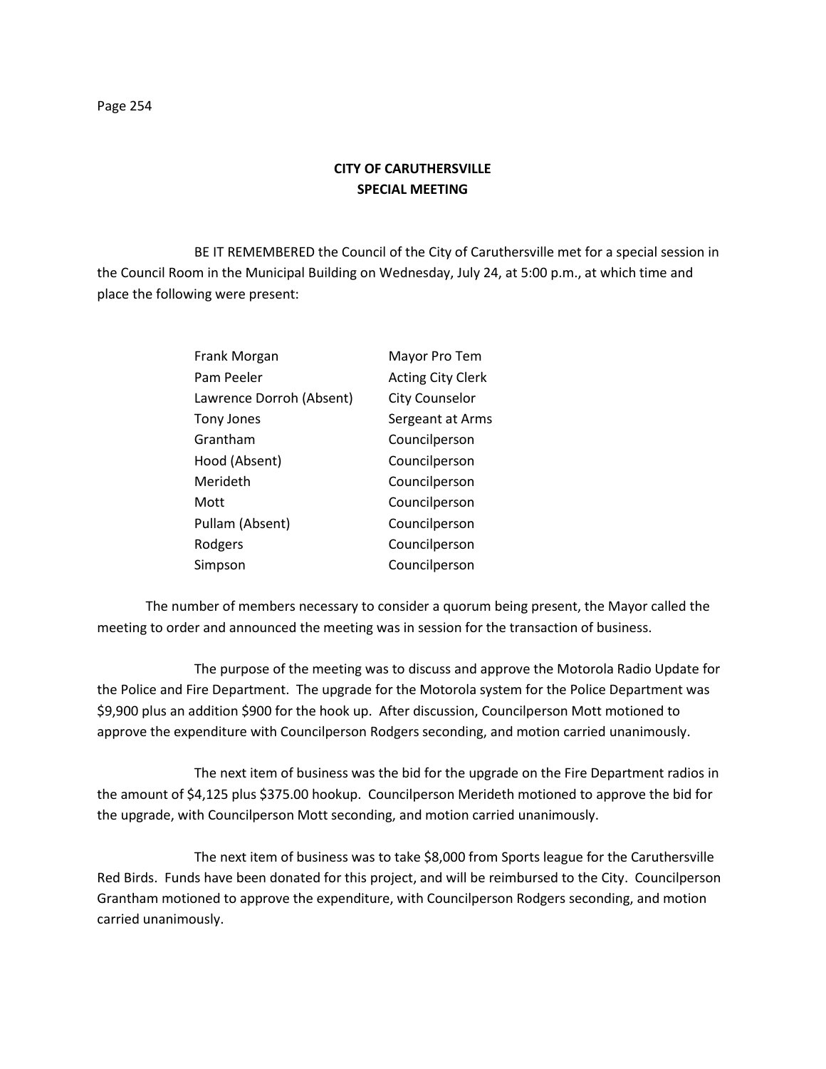# CITY OF CARUTHERSVILLE
## SPECIAL MEETING

BE IT REMEMBERED the Council of the City of Caruthersville met for a special session in the Council Room in the Municipal Building on Wednesday, July 24, at 5:00 p.m., at which time and place the following were present:

| | |
|---|---|
| Frank Morgan | Mayor Pro Tem |
| Pam Peeler | Acting City Clerk |
| Lawrence Dorroh (Absent) | City Counselor |
| Tony Jones | Sergeant at Arms |
| Grantham | Councilperson |
| Hood (Absent) | Councilperson |
| Merideth | Councilperson |
| Mott | Councilperson |
| Pullam (Absent) | Councilperson |
| Rodgers | Councilperson |
| Simpson | Councilperson |

The number of members necessary to consider a quorum being present, the Mayor called the meeting to order and announced the meeting was in session for the transaction of business.

The purpose of the meeting was to discuss and approve the Motorola Radio Update for the Police and Fire Department. The upgrade for the Motorola system for the Police Department was $9,900 plus an addition $900 for the hook up. After discussion, Councilperson Mott motioned to approve the expenditure with Councilperson Rodgers seconding, and motion carried unanimously.

The next item of business was the bid for the upgrade on the Fire Department radios in the amount of $4,125 plus $375.00 hookup. Councilperson Merideth motioned to approve the bid for the upgrade, with Councilperson Mott seconding, and motion carried unanimously.

The next item of business was to take $8,000 from Sports league for the Caruthersville Red Birds. Funds have been donated for this project, and will be reimbursed to the City. Councilperson Grantham motioned to approve the expenditure, with Councilperson Rodgers seconding, and motion carried unanimously.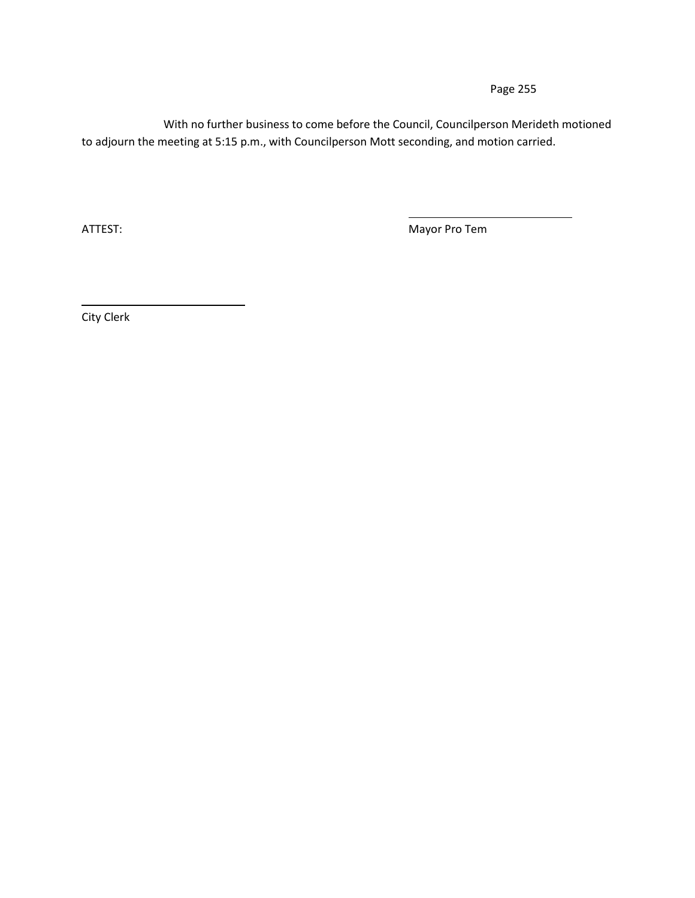With no further business to come before the Council, Councilperson Merideth motioned to adjourn the meeting at 5:15 p.m., with Councilperson Mott seconding, and motion carried.

ATTEST: ____________________________ Mayor Pro Tem

____________________________
City Clerk